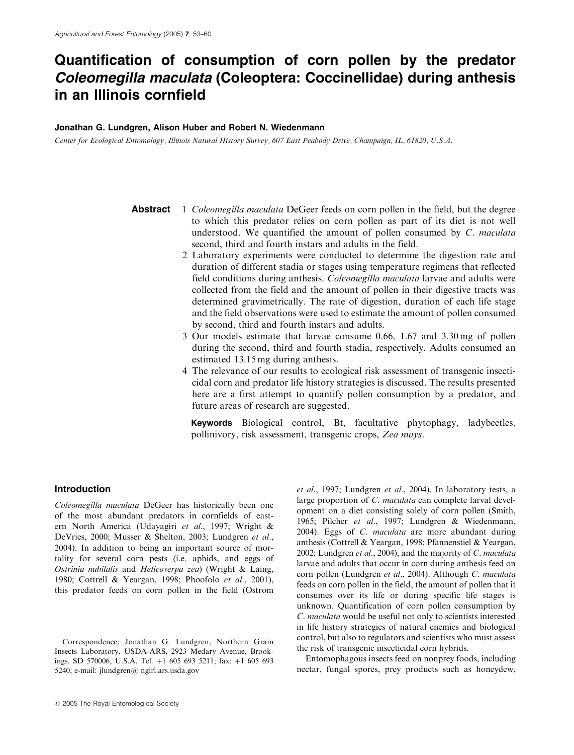# Quantification of consumption of corn pollen by the predator *Coleomegilla maculata* (Coleoptera: Coccinellidae) during anthesis in an Illinois cornfield

**Jonathan G. Lundgren, Alison Huber and Robert N. Wiedenmann**

*Center for Ecological Entomology, Illinois Natural History Survey, 607 East Peabody Drive, Champaign, IL, 61820, U.S.A.*

**Abstract**

1. *Coleomegilla maculata* DeGeer feeds on corn pollen in the field, but the degree to which this predator relies on corn pollen as part of its diet is not well understood. We quantified the amount of pollen consumed by *C. maculata* second, third and fourth instars and adults in the field.
2. Laboratory experiments were conducted to determine the digestion rate and duration of different stadia or stages using temperature regimens that reflected field conditions during anthesis. *Coleomegilla maculata* larvae and adults were collected from the field and the amount of pollen in their digestive tracts was determined gravimetrically. The rate of digestion, duration of each life stage and the field observations were used to estimate the amount of pollen consumed by second, third and fourth instars and adults.
3. Our models estimate that larvae consume 0.66, 1.67 and 3.30 mg of pollen during the second, third and fourth stadia, respectively. Adults consumed an estimated 13.15 mg during anthesis.
4. The relevance of our results to ecological risk assessment of transgenic insecticidal corn and predator life history strategies is discussed. The results presented here are a first attempt to quantify pollen consumption by a predator, and future areas of research are suggested.

**Keywords** Biological control, Bt, facultative phytophagy, ladybeetles, pollinivory, risk assessment, transgenic crops, *Zea mays*.

## Introduction

*Coleomegilla maculata* DeGeer has historically been one of the most abundant predators in cornfields of eastern North America (Udayagiri *et al*., 1997; Wright & DeVries, 2000; Musser & Shelton, 2003; Lundgren *et al*., 2004). In addition to being an important source of mortality for several corn pests (i.e. aphids, and eggs of *Ostrinia nubilalis* and *Helicoverpa zea*) (Wright & Laing, 1980; Cottrell & Yeargan, 1998; Phoofolo *et al*., 2001), this predator feeds on corn pollen in the field (Ostrom *et al*., 1997; Lundgren *et al*., 2004). In laboratory tests, a large proportion of *C. maculata* can complete larval development on a diet consisting solely of corn pollen (Smith, 1965; Pilcher *et al*., 1997; Lundgren & Wiedenmann, 2004). Eggs of *C. maculata* are more abundant during anthesis (Cottrell & Yeargan, 1998; Pfannenstiel & Yeargan, 2002; Lundgren *et al*., 2004), and the majority of *C. maculata* larvae and adults that occur in corn during anthesis feed on corn pollen (Lundgren *et al*., 2004). Although *C. maculata* feeds on corn pollen in the field, the amount of pollen that it consumes over its life or during specific life stages is unknown. Quantification of corn pollen consumption by *C. maculata* would be useful not only to scientists interested in life history strategies of natural enemies and biological control, but also to regulators and scientists who must assess the risk of transgenic insecticidal corn hybrids.

Entomophagous insects feed on nonprey foods, including nectar, fungal spores, prey products such as honeydew,

Correspondence: Jonathan G. Lundgren, Northern Grain Insects Laboratory, USDA-ARS, 2923 Medary Avenue, Brookings, SD 570006, U.S.A. Tel. +1 605 693 5211; fax: +1 605 693 5240; e-mail: jlundgren@ ngirl.ars.usda.gov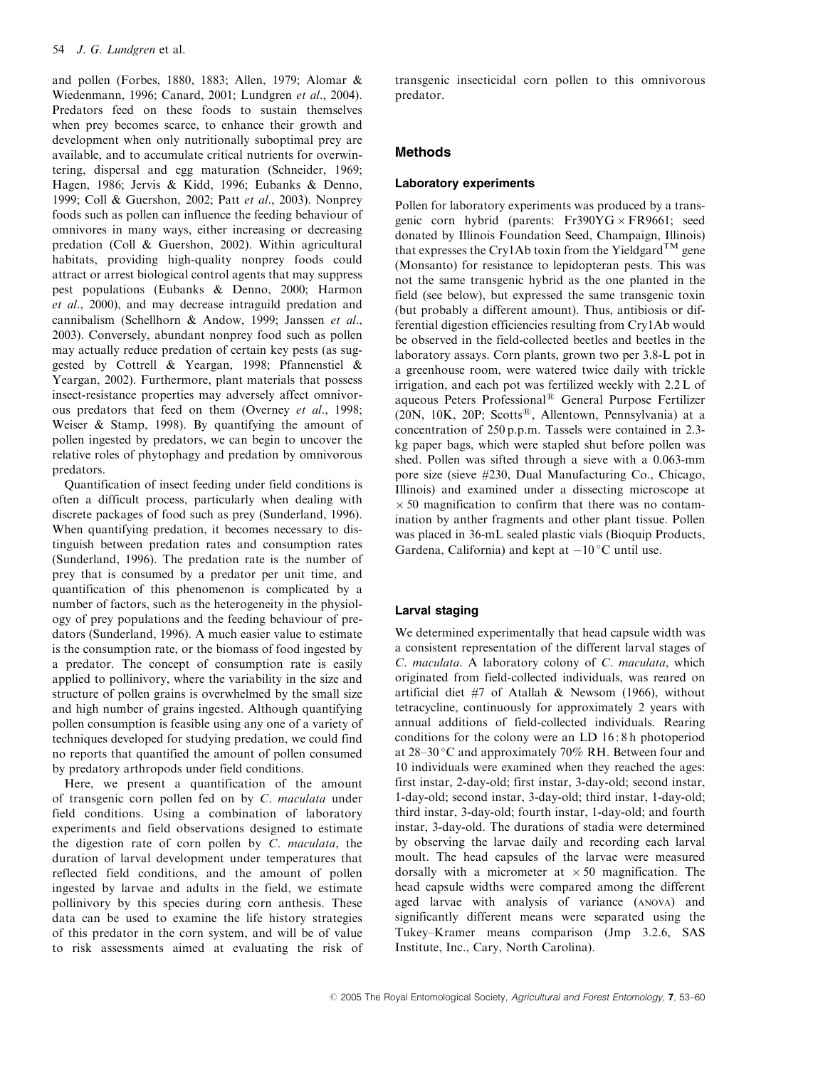and pollen (Forbes, 1880, 1883; Allen, 1979; Alomar & Wiedenmann, 1996; Canard, 2001; Lundgren *et al*., 2004). Predators feed on these foods to sustain themselves when prey becomes scarce, to enhance their growth and development when only nutritionally suboptimal prey are available, and to accumulate critical nutrients for overwintering, dispersal and egg maturation (Schneider, 1969; Hagen, 1986; Jervis & Kidd, 1996; Eubanks & Denno, 1999; Coll & Guershon, 2002; Patt *et al*., 2003). Nonprey foods such as pollen can influence the feeding behaviour of omnivores in many ways, either increasing or decreasing predation (Coll & Guershon, 2002). Within agricultural habitats, providing high-quality nonprey foods could attract or arrest biological control agents that may suppress pest populations (Eubanks & Denno, 2000; Harmon *et al*., 2000), and may decrease intraguild predation and cannibalism (Schellhorn & Andow, 1999; Janssen *et al*., 2003). Conversely, abundant nonprey food such as pollen may actually reduce predation of certain key pests (as suggested by Cottrell & Yeargan, 1998; Pfannenstiel & Yeargan, 2002). Furthermore, plant materials that possess insect-resistance properties may adversely affect omnivorous predators that feed on them (Overney *et al*., 1998; Weiser & Stamp, 1998). By quantifying the amount of pollen ingested by predators, we can begin to uncover the relative roles of phytophagy and predation by omnivorous predators.

Quantification of insect feeding under field conditions is often a difficult process, particularly when dealing with discrete packages of food such as prey (Sunderland, 1996). When quantifying predation, it becomes necessary to distinguish between predation rates and consumption rates (Sunderland, 1996). The predation rate is the number of prey that is consumed by a predator per unit time, and quantification of this phenomenon is complicated by a number of factors, such as the heterogeneity in the physiology of prey populations and the feeding behaviour of predators (Sunderland, 1996). A much easier value to estimate is the consumption rate, or the biomass of food ingested by a predator. The concept of consumption rate is easily applied to pollinivory, where the variability in the size and structure of pollen grains is overwhelmed by the small size and high number of grains ingested. Although quantifying pollen consumption is feasible using any one of a variety of techniques developed for studying predation, we could find no reports that quantified the amount of pollen consumed by predatory arthropods under field conditions.

Here, we present a quantification of the amount of transgenic corn pollen fed on by *C. maculata* under field conditions. Using a combination of laboratory experiments and field observations designed to estimate the digestion rate of corn pollen by *C. maculata*, the duration of larval development under temperatures that reflected field conditions, and the amount of pollen ingested by larvae and adults in the field, we estimate pollinivory by this species during corn anthesis. These data can be used to examine the life history strategies of this predator in the corn system, and will be of value to risk assessments aimed at evaluating the risk of transgenic insecticidal corn pollen to this omnivorous predator.

## Methods

### Laboratory experiments

Pollen for laboratory experiments was produced by a transgenic corn hybrid (parents: Fr390YG × FR9661; seed donated by Illinois Foundation Seed, Champaign, Illinois) that expresses the Cry1Ab toxin from the Yieldgard™ gene (Monsanto) for resistance to lepidopteran pests. This was not the same transgenic hybrid as the one planted in the field (see below), but expressed the same transgenic toxin (but probably a different amount). Thus, antibiosis or differential digestion efficiencies resulting from Cry1Ab would be observed in the field-collected beetles and beetles in the laboratory assays. Corn plants, grown two per 3.8-L pot in a greenhouse room, were watered twice daily with trickle irrigation, and each pot was fertilized weekly with 2.2 L of aqueous Peters Professional® General Purpose Fertilizer (20N, 10K, 20P; Scotts®, Allentown, Pennsylvania) at a concentration of 250 p.p.m. Tassels were contained in 2.3-kg paper bags, which were stapled shut before pollen was shed. Pollen was sifted through a sieve with a 0.063-mm pore size (sieve #230, Dual Manufacturing Co., Chicago, Illinois) and examined under a dissecting microscope at × 50 magnification to confirm that there was no contamination by anther fragments and other plant tissue. Pollen was placed in 36-mL sealed plastic vials (Bioquip Products, Gardena, California) and kept at −10 °C until use.

### Larval staging

We determined experimentally that head capsule width was a consistent representation of the different larval stages of *C. maculata*. A laboratory colony of *C. maculata*, which originated from field-collected individuals, was reared on artificial diet #7 of Atallah & Newsom (1966), without tetracycline, continuously for approximately 2 years with annual additions of field-collected individuals. Rearing conditions for the colony were an LD 16 : 8 h photoperiod at 28–30 °C and approximately 70% RH. Between four and 10 individuals were examined when they reached the ages: first instar, 2-day-old; first instar, 3-day-old; second instar, 1-day-old; second instar, 3-day-old; third instar, 1-day-old; third instar, 3-day-old; fourth instar, 1-day-old; and fourth instar, 3-day-old. The durations of stadia were determined by observing the larvae daily and recording each larval moult. The head capsules of the larvae were measured dorsally with a micrometer at × 50 magnification. The head capsule widths were compared among the different aged larvae with analysis of variance (ANOVA) and significantly different means were separated using the Tukey–Kramer means comparison (Jmp 3.2.6, SAS Institute, Inc., Cary, North Carolina).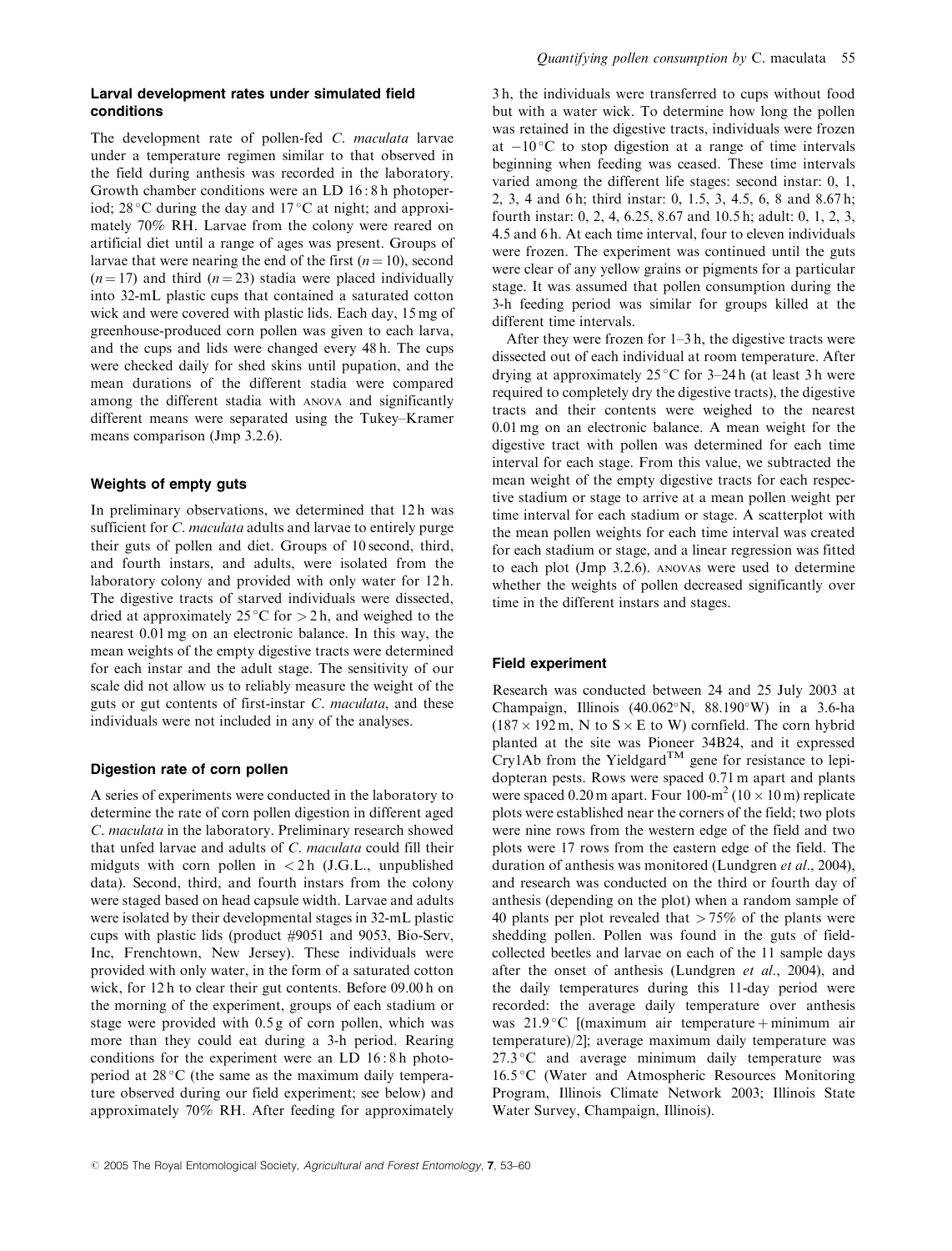### Larval development rates under simulated field conditions

The development rate of pollen-fed *C. maculata* larvae under a temperature regimen similar to that observed in the field during anthesis was recorded in the laboratory. Growth chamber conditions were an LD 16 : 8 h photoperiod; 28 °C during the day and 17 °C at night; and approximately 70% RH. Larvae from the colony were reared on artificial diet until a range of ages was present. Groups of larvae that were nearing the end of the first ($n = 10$), second ($n = 17$) and third ($n = 23$) stadia were placed individually into 32-mL plastic cups that contained a saturated cotton wick and were covered with plastic lids. Each day, 15 mg of greenhouse-produced corn pollen was given to each larva, and the cups and lids were changed every 48 h. The cups were checked daily for shed skins until pupation, and the mean durations of the different stadia were compared among the different stadia with ANOVA and significantly different means were separated using the Tukey–Kramer means comparison (Jmp 3.2.6).

### Weights of empty guts

In preliminary observations, we determined that 12 h was sufficient for *C. maculata* adults and larvae to entirely purge their guts of pollen and diet. Groups of 10 second, third, and fourth instars, and adults, were isolated from the laboratory colony and provided with only water for 12 h. The digestive tracts of starved individuals were dissected, dried at approximately 25 °C for > 2 h, and weighed to the nearest 0.01 mg on an electronic balance. In this way, the mean weights of the empty digestive tracts were determined for each instar and the adult stage. The sensitivity of our scale did not allow us to reliably measure the weight of the guts or gut contents of first-instar *C. maculata*, and these individuals were not included in any of the analyses.

### Digestion rate of corn pollen

A series of experiments were conducted in the laboratory to determine the rate of corn pollen digestion in different aged *C. maculata* in the laboratory. Preliminary research showed that unfed larvae and adults of *C. maculata* could fill their midguts with corn pollen in < 2 h (J.G.L., unpublished data). Second, third, and fourth instars from the colony were staged based on head capsule width. Larvae and adults were isolated by their developmental stages in 32-mL plastic cups with plastic lids (product #9051 and 9053, Bio-Serv, Inc, Frenchtown, New Jersey). These individuals were provided with only water, in the form of a saturated cotton wick, for 12 h to clear their gut contents. Before 09.00 h on the morning of the experiment, groups of each stadium or stage were provided with 0.5 g of corn pollen, which was more than they could eat during a 3-h period. Rearing conditions for the experiment were an LD 16 : 8 h photoperiod at 28 °C (the same as the maximum daily temperature observed during our field experiment; see below) and approximately 70% RH. After feeding for approximately 3 h, the individuals were transferred to cups without food but with a water wick. To determine how long the pollen was retained in the digestive tracts, individuals were frozen at −10 °C to stop digestion at a range of time intervals beginning when feeding was ceased. These time intervals varied among the different life stages: second instar: 0, 1, 2, 3, 4 and 6 h; third instar: 0, 1.5, 3, 4.5, 6, 8 and 8.67 h; fourth instar: 0, 2, 4, 6.25, 8.67 and 10.5 h; adult: 0, 1, 2, 3, 4.5 and 6 h. At each time interval, four to eleven individuals were frozen. The experiment was continued until the guts were clear of any yellow grains or pigments for a particular stage. It was assumed that pollen consumption during the 3-h feeding period was similar for groups killed at the different time intervals.

After they were frozen for 1–3 h, the digestive tracts were dissected out of each individual at room temperature. After drying at approximately 25 °C for 3–24 h (at least 3 h were required to completely dry the digestive tracts), the digestive tracts and their contents were weighed to the nearest 0.01 mg on an electronic balance. A mean weight for the digestive tract with pollen was determined for each time interval for each stage. From this value, we subtracted the mean weight of the empty digestive tracts for each respective stadium or stage to arrive at a mean pollen weight per time interval for each stadium or stage. A scatterplot with the mean pollen weights for each time interval was created for each stadium or stage, and a linear regression was fitted to each plot (Jmp 3.2.6). ANOVAs were used to determine whether the weights of pollen decreased significantly over time in the different instars and stages.

### Field experiment

Research was conducted between 24 and 25 July 2003 at Champaign, Illinois (40.062°N, 88.190°W) in a 3.6-ha (187 × 192 m, N to S × E to W) cornfield. The corn hybrid planted at the site was Pioneer 34B24, and it expressed Cry1Ab from the Yieldgard™ gene for resistance to lepidopteran pests. Rows were spaced 0.71 m apart and plants were spaced 0.20 m apart. Four 100-m² (10 × 10 m) replicate plots were established near the corners of the field; two plots were nine rows from the western edge of the field and two plots were 17 rows from the eastern edge of the field. The duration of anthesis was monitored (Lundgren *et al*., 2004), and research was conducted on the third or fourth day of anthesis (depending on the plot) when a random sample of 40 plants per plot revealed that > 75% of the plants were shedding pollen. Pollen was found in the guts of field-collected beetles and larvae on each of the 11 sample days after the onset of anthesis (Lundgren *et al*., 2004), and the daily temperatures during this 11-day period were recorded: the average daily temperature over anthesis was 21.9 °C [(maximum air temperature + minimum air temperature)/2]; average maximum daily temperature was 27.3 °C and average minimum daily temperature was 16.5 °C (Water and Atmospheric Resources Monitoring Program, Illinois Climate Network 2003; Illinois State Water Survey, Champaign, Illinois).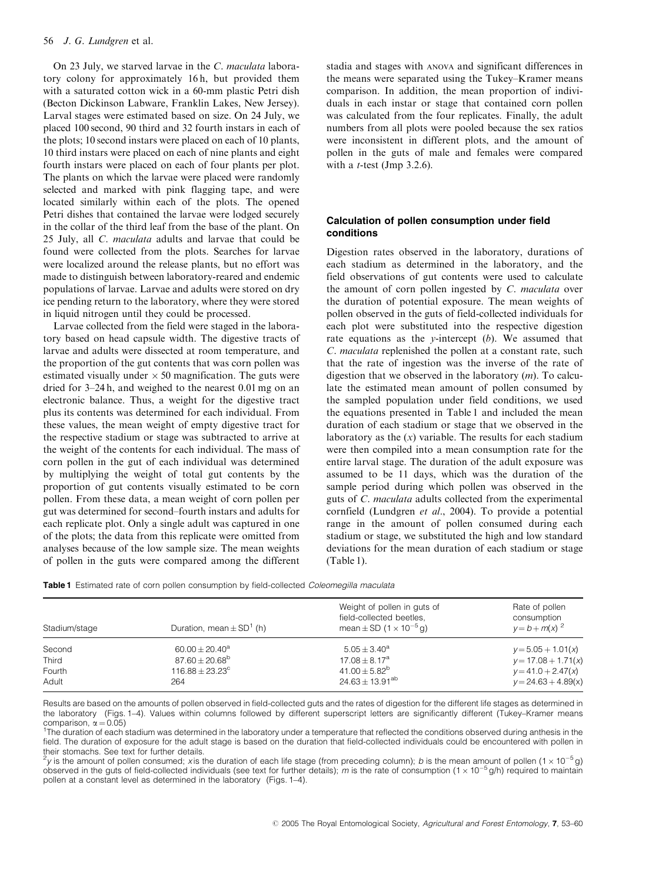On 23 July, we starved larvae in the *C. maculata* laboratory colony for approximately 16 h, but provided them with a saturated cotton wick in a 60-mm plastic Petri dish (Becton Dickinson Labware, Franklin Lakes, New Jersey). Larval stages were estimated based on size. On 24 July, we placed 100 second, 90 third and 32 fourth instars in each of the plots; 10 second instars were placed on each of 10 plants, 10 third instars were placed on each of nine plants and eight fourth instars were placed on each of four plants per plot. The plants on which the larvae were placed were randomly selected and marked with pink flagging tape, and were located similarly within each of the plots. The opened Petri dishes that contained the larvae were lodged securely in the collar of the third leaf from the base of the plant. On 25 July, all *C. maculata* adults and larvae that could be found were collected from the plots. Searches for larvae were localized around the release plants, but no effort was made to distinguish between laboratory-reared and endemic populations of larvae. Larvae and adults were stored on dry ice pending return to the laboratory, where they were stored in liquid nitrogen until they could be processed.

Larvae collected from the field were staged in the laboratory based on head capsule width. The digestive tracts of larvae and adults were dissected at room temperature, and the proportion of the gut contents that was corn pollen was estimated visually under $\times 50$ magnification. The guts were dried for 3–24 h, and weighed to the nearest 0.01 mg on an electronic balance. Thus, a weight for the digestive tract plus its contents was determined for each individual. From these values, the mean weight of empty digestive tract for the respective stadium or stage was subtracted to arrive at the weight of the contents for each individual. The mass of corn pollen in the gut of each individual was determined by multiplying the weight of total gut contents by the proportion of gut contents visually estimated to be corn pollen. From these data, a mean weight of corn pollen per gut was determined for second–fourth instars and adults for each replicate plot. Only a single adult was captured in one of the plots; the data from this replicate were omitted from analyses because of the low sample size. The mean weights of pollen in the guts were compared among the different stadia and stages with ANOVA and significant differences in the means were separated using the Tukey–Kramer means comparison. In addition, the mean proportion of individuals in each instar or stage that contained corn pollen was calculated from the four replicates. Finally, the adult numbers from all plots were pooled because the sex ratios were inconsistent in different plots, and the amount of pollen in the guts of male and females were compared with a *t*-test (Jmp 3.2.6).

### Calculation of pollen consumption under field conditions

Digestion rates observed in the laboratory, durations of each stadium as determined in the laboratory, and the field observations of gut contents were used to calculate the amount of corn pollen ingested by *C. maculata* over the duration of potential exposure. The mean weights of pollen observed in the guts of field-collected individuals for each plot were substituted into the respective digestion rate equations as the *y*-intercept (*b*). We assumed that *C. maculata* replenished the pollen at a constant rate, such that the rate of ingestion was the inverse of the rate of digestion that we observed in the laboratory (*m*). To calculate the estimated mean amount of pollen consumed by the sampled population under field conditions, we used the equations presented in Table 1 and included the mean duration of each stadium or stage that we observed in the laboratory as the (*x*) variable. The results for each stadium were then compiled into a mean consumption rate for the entire larval stage. The duration of the adult exposure was assumed to be 11 days, which was the duration of the sample period during which pollen was observed in the guts of *C. maculata* adults collected from the experimental cornfield (Lundgren *et al*., 2004). To provide a potential range in the amount of pollen consumed during each stadium or stage, we substituted the high and low standard deviations for the mean duration of each stadium or stage (Table 1).

**Table 1** Estimated rate of corn pollen consumption by field-collected *Coleomegilla maculata*

| Stadium/stage | Duration, mean ± SD[1] (h) | Weight of pollen in guts of field-collected beetles, mean ± SD ($1 \times 10^{-5}$ g) | Rate of pollen consumption $y = b + m(x)$ [2] |
|---|---|---|---|
| Second | $60.00 \pm 20.40^{a}$ | $5.05 \pm 3.40^{a}$ | $y = 5.05 + 1.01(x)$ |
| Third | $87.60 \pm 20.68^{b}$ | $17.08 \pm 8.17^{a}$ | $y = 17.08 + 1.71(x)$ |
| Fourth | $116.88 \pm 23.23^{c}$ | $41.00 \pm 5.82^{b}$ | $y = 41.0 + 2.47(x)$ |
| Adult | 264 | $24.63 \pm 13.91^{ab}$ | $y = 24.63 + 4.89(x)$ |

Results are based on the amounts of pollen observed in field-collected guts and the rates of digestion for the different life stages as determined in the laboratory (Figs. 1–4). Values within columns followed by different superscript letters are significantly different (Tukey–Kramer means comparison, $\alpha = 0.05$)

[1]The duration of each stadium was determined in the laboratory under a temperature that reflected the conditions observed during anthesis in the field. The duration of exposure for the adult stage is based on the duration that field-collected individuals could be encountered with pollen in their stomachs. See text for further details.

[2]*y* is the amount of pollen consumed; *x* is the duration of each life stage (from preceding column); *b* is the mean amount of pollen ($1 \times 10^{-5}$ g) observed in the guts of field-collected individuals (see text for further details); *m* is the rate of consumption ($1 \times 10^{-5}$ g/h) required to maintain pollen at a constant level as determined in the laboratory (Figs. 1–4).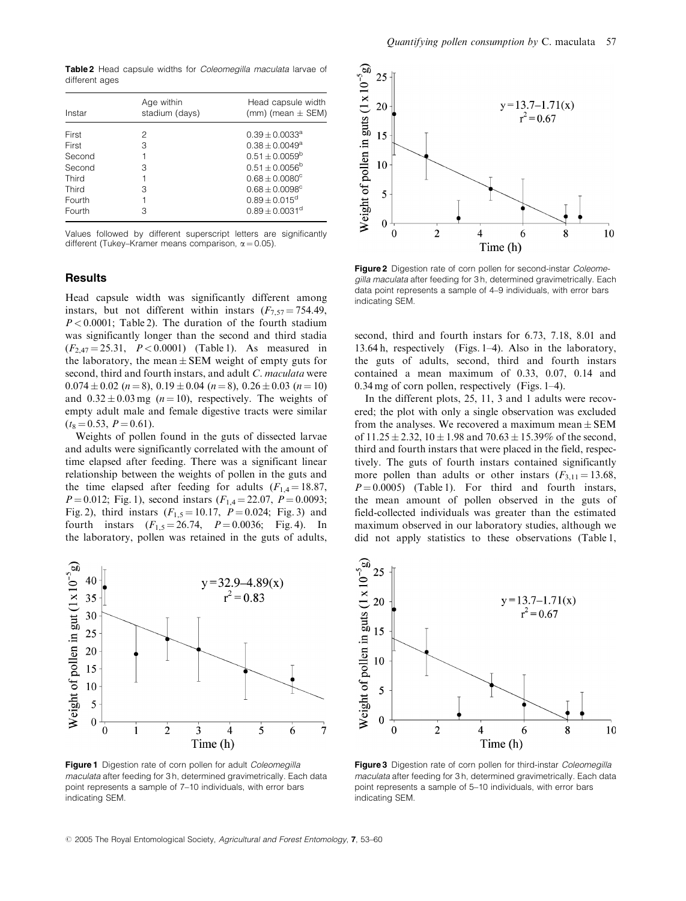**Table 2** Head capsule widths for *Coleomegilla maculata* larvae of different ages

| Instar | Age within stadium (days) | Head capsule width (mm) (mean ± SEM) |
|---|---|---|
| First | 2 | $0.39 \pm 0.0033^{a}$ |
| First | 3 | $0.38 \pm 0.0049^{a}$ |
| Second | 1 | $0.51 \pm 0.0059^{b}$ |
| Second | 3 | $0.51 \pm 0.0056^{b}$ |
| Third | 1 | $0.68 \pm 0.0080^{c}$ |
| Third | 3 | $0.68 \pm 0.0098^{c}$ |
| Fourth | 1 | $0.89 \pm 0.015^{d}$ |
| Fourth | 3 | $0.89 \pm 0.0031^{d}$ |

Values followed by different superscript letters are significantly different (Tukey–Kramer means comparison, $\alpha = 0.05$).

## Results

Head capsule width was significantly different among instars, but not different within instars ($F_{7,57} = 754.49$, $P < 0.0001$; Table 2). The duration of the fourth stadium was significantly longer than the second and third stadia ($F_{2,47} = 25.31$, $P < 0.0001$) (Table 1). As measured in the laboratory, the mean ± SEM weight of empty guts for second, third and fourth instars, and adult *C. maculata* were $0.074 \pm 0.02$ ($n = 8$), $0.19 \pm 0.04$ ($n = 8$), $0.26 \pm 0.03$ ($n = 10$) and $0.32 \pm 0.03$ mg ($n = 10$), respectively. The weights of empty adult male and female digestive tracts were similar ($t_8 = 0.53$, $P = 0.61$).

Weights of pollen found in the guts of dissected larvae and adults were significantly correlated with the amount of time elapsed after feeding. There was a significant linear relationship between the weights of pollen in the guts and the time elapsed after feeding for adults ($F_{1,4} = 18.87$, $P = 0.012$; Fig. 1), second instars ($F_{1,4} = 22.07$, $P = 0.0093$; Fig. 2), third instars ($F_{1,5} = 10.17$, $P = 0.024$; Fig. 3) and fourth instars ($F_{1,5} = 26.74$, $P = 0.0036$; Fig. 4). In the laboratory, pollen was retained in the guts of adults, second, third and fourth instars for 6.73, 7.18, 8.01 and 13.64 h, respectively (Figs. 1–4). Also in the laboratory, the guts of adults, second, third and fourth instars contained a mean maximum of 0.33, 0.07, 0.14 and 0.34 mg of corn pollen, respectively (Figs. 1–4).

In the different plots, 25, 11, 3 and 1 adults were recovered; the plot with only a single observation was excluded from the analyses. We recovered a maximum mean ± SEM of $11.25 \pm 2.32$, $10 \pm 1.98$ and $70.63 \pm 15.39\%$ of the second, third and fourth instars that were placed in the field, respectively. The guts of fourth instars contained significantly more pollen than adults or other instars ($F_{3,11} = 13.68$, $P = 0.0005$) (Table 1). For third and fourth instars, the mean amount of pollen observed in the guts of field-collected individuals was greater than the estimated maximum observed in our laboratory studies, although we did not apply statistics to these observations (Table 1,

**Figure 1** Digestion rate of corn pollen for adult *Coleomegilla maculata* after feeding for 3 h, determined gravimetrically. Each data point represents a sample of 7–10 individuals, with error bars indicating SEM.

**Figure 2** Digestion rate of corn pollen for second-instar *Coleomegilla maculata* after feeding for 3 h, determined gravimetrically. Each data point represents a sample of 4–9 individuals, with error bars indicating SEM.

**Figure 3** Digestion rate of corn pollen for third-instar *Coleomegilla maculata* after feeding for 3 h, determined gravimetrically. Each data point represents a sample of 5–10 individuals, with error bars indicating SEM.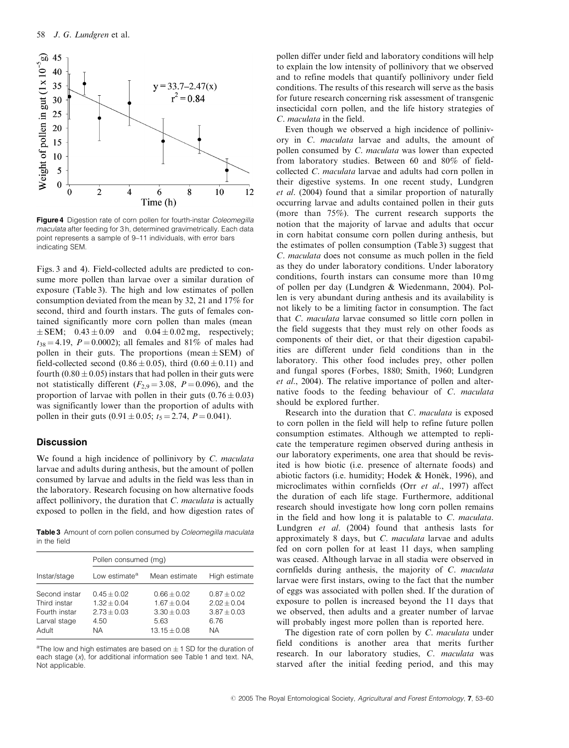Figure 4 Digestion rate of corn pollen for fourth-instar *Coleomegilla maculata* after feeding for 3 h, determined gravimetrically. Each data point represents a sample of 9–11 individuals, with error bars indicating SEM.

Figs. 3 and 4). Field-collected adults are predicted to consume more pollen than larvae over a similar duration of exposure (Table 3). The high and low estimates of pollen consumption deviated from the mean by 32, 21 and 17% for second, third and fourth instars. The guts of females contained significantly more corn pollen than males (mean $\pm$ SEM; $0.43 \pm 0.09$ and $0.04 \pm 0.02$ mg, respectively; $t_{38} = 4.19$, $P = 0.0002$); all females and 81% of males had pollen in their guts. The proportions (mean $\pm$ SEM) of field-collected second ($0.86 \pm 0.05$), third ($0.60 \pm 0.11$) and fourth ($0.80 \pm 0.05$) instars that had pollen in their guts were not statistically different ($F_{2,9} = 3.08$, $P = 0.096$), and the proportion of larvae with pollen in their guts ($0.76 \pm 0.03$) was significantly lower than the proportion of adults with pollen in their guts ($0.91 \pm 0.05$; $t_5 = 2.74$, $P = 0.041$).

## Discussion

We found a high incidence of pollinivory by *C. maculata* larvae and adults during anthesis, but the amount of pollen consumed by larvae and adults in the field was less than in the laboratory. Research focusing on how alternative foods affect pollinivory, the duration that *C. maculata* is actually exposed to pollen in the field, and how digestion rates of pollen differ under field and laboratory conditions will help to explain the low intensity of pollinivory that we observed and to refine models that quantify pollinivory under field conditions. The results of this research will serve as the basis for future research concerning risk assessment of transgenic insecticidal corn pollen, and the life history strategies of *C. maculata* in the field.

**Table 3** Amount of corn pollen consumed by *Coleomegilla maculata* in the field

| Instar/stage | Pollen consumed (mg) | | |
|---|---|---|---|
| | Low estimate[a] | Mean estimate | High estimate |
| Second instar | $0.45 \pm 0.02$ | $0.66 \pm 0.02$ | $0.87 \pm 0.02$ |
| Third instar | $1.32 \pm 0.04$ | $1.67 \pm 0.04$ | $2.02 \pm 0.04$ |
| Fourth instar | $2.73 \pm 0.03$ | $3.30 \pm 0.03$ | $3.87 \pm 0.03$ |
| Larval stage | 4.50 | 5.63 | 6.76 |
| Adult | NA | $13.15 \pm 0.08$ | NA |

[a]The low and high estimates are based on $\pm$ 1 SD for the duration of each stage ($x$), for additional information see Table 1 and text. NA, Not applicable.

Even though we observed a high incidence of pollinivory in *C. maculata* larvae and adults, the amount of pollen consumed by *C. maculata* was lower than expected from laboratory studies. Between 60 and 80% of field-collected *C. maculata* larvae and adults had corn pollen in their digestive systems. In one recent study, Lundgren *et al*. (2004) found that a similar proportion of naturally occurring larvae and adults contained pollen in their guts (more than 75%). The current research supports the notion that the majority of larvae and adults that occur in corn habitat consume corn pollen during anthesis, but the estimates of pollen consumption (Table 3) suggest that *C. maculata* does not consume as much pollen in the field as they do under laboratory conditions. Under laboratory conditions, fourth instars can consume more than 10 mg of pollen per day (Lundgren & Wiedenmann, 2004). Pollen is very abundant during anthesis and its availability is not likely to be a limiting factor in consumption. The fact that *C. maculata* larvae consumed so little corn pollen in the field suggests that they must rely on other foods as components of their diet, or that their digestion capabilities are different under field conditions than in the laboratory. This other food includes prey, other pollen and fungal spores (Forbes, 1880; Smith, 1960; Lundgren *et al*., 2004). The relative importance of pollen and alternative foods to the feeding behaviour of *C. maculata* should be explored further.

Research into the duration that *C. maculata* is exposed to corn pollen in the field will help to refine future pollen consumption estimates. Although we attempted to replicate the temperature regimen observed during anthesis in our laboratory experiments, one area that should be revisited is how biotic (i.e. presence of alternate foods) and abiotic factors (i.e. humidity; Hodek & Honěk, 1996), and microclimates within cornfields (Orr *et al*., 1997) affect the duration of each life stage. Furthermore, additional research should investigate how long corn pollen remains in the field and how long it is palatable to *C. maculata*. Lundgren *et al*. (2004) found that anthesis lasts for approximately 8 days, but *C. maculata* larvae and adults fed on corn pollen for at least 11 days, when sampling was ceased. Although larvae in all stadia were observed in cornfields during anthesis, the majority of *C. maculata* larvae were first instars, owing to the fact that the number of eggs was associated with pollen shed. If the duration of exposure to pollen is increased beyond the 11 days that we observed, then adults and a greater number of larvae will probably ingest more pollen than is reported here.

The digestion rate of corn pollen by *C. maculata* under field conditions is another area that merits further research. In our laboratory studies, *C. maculata* was starved after the initial feeding period, and this may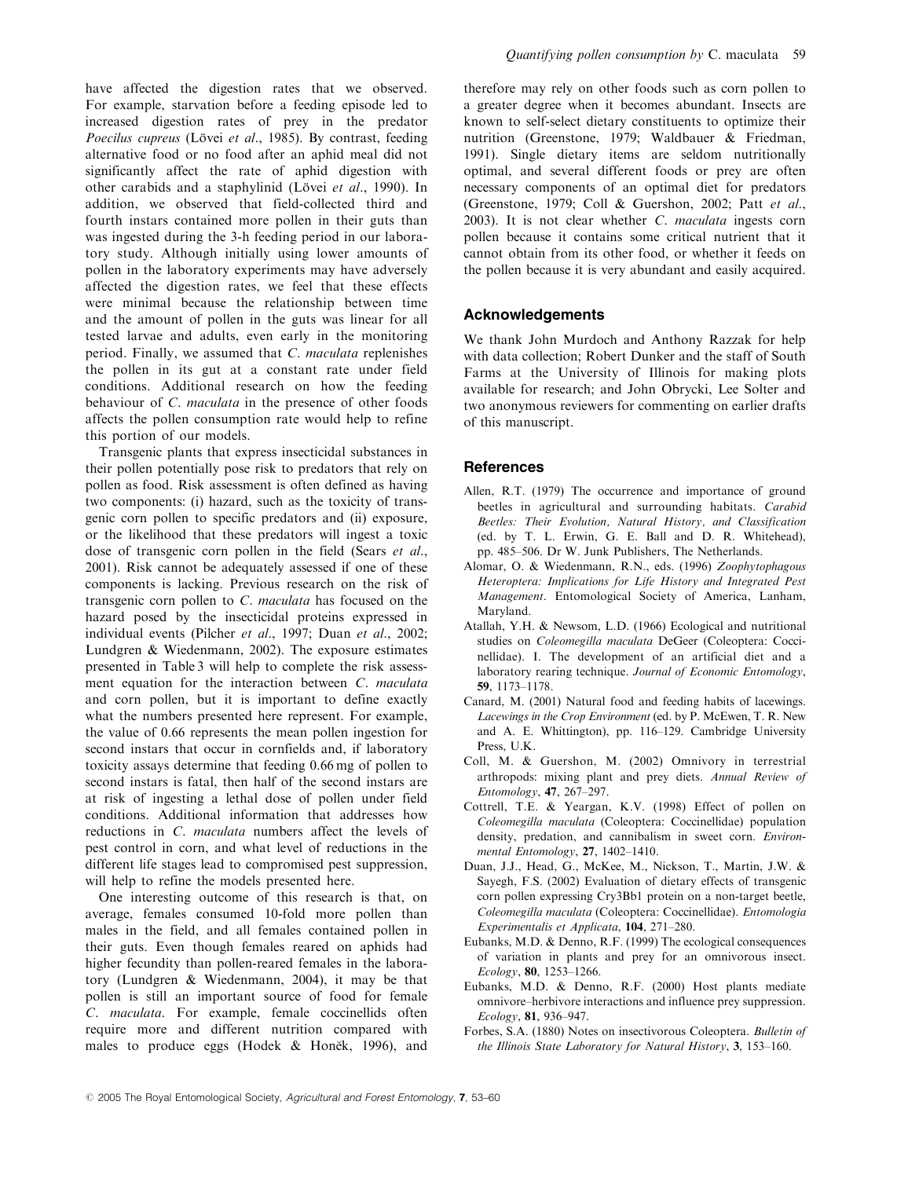have affected the digestion rates that we observed. For example, starvation before a feeding episode led to increased digestion rates of prey in the predator *Poecilus cupreus* (Lövei *et al*., 1985). By contrast, feeding alternative food or no food after an aphid meal did not significantly affect the rate of aphid digestion with other carabids and a staphylinid (Lövei *et al*., 1990). In addition, we observed that field-collected third and fourth instars contained more pollen in their guts than was ingested during the 3-h feeding period in our laboratory study. Although initially using lower amounts of pollen in the laboratory experiments may have adversely affected the digestion rates, we feel that these effects were minimal because the relationship between time and the amount of pollen in the guts was linear for all tested larvae and adults, even early in the monitoring period. Finally, we assumed that *C. maculata* replenishes the pollen in its gut at a constant rate under field conditions. Additional research on how the feeding behaviour of *C. maculata* in the presence of other foods affects the pollen consumption rate would help to refine this portion of our models.

Transgenic plants that express insecticidal substances in their pollen potentially pose risk to predators that rely on pollen as food. Risk assessment is often defined as having two components: (i) hazard, such as the toxicity of transgenic corn pollen to specific predators and (ii) exposure, or the likelihood that these predators will ingest a toxic dose of transgenic corn pollen in the field (Sears *et al*., 2001). Risk cannot be adequately assessed if one of these components is lacking. Previous research on the risk of transgenic corn pollen to *C. maculata* has focused on the hazard posed by the insecticidal proteins expressed in individual events (Pilcher *et al*., 1997; Duan *et al*., 2002; Lundgren & Wiedenmann, 2002). The exposure estimates presented in Table 3 will help to complete the risk assessment equation for the interaction between *C. maculata* and corn pollen, but it is important to define exactly what the numbers presented here represent. For example, the value of 0.66 represents the mean pollen ingestion for second instars that occur in cornfields and, if laboratory toxicity assays determine that feeding 0.66 mg of pollen to second instars is fatal, then half of the second instars are at risk of ingesting a lethal dose of pollen under field conditions. Additional information that addresses how reductions in *C. maculata* numbers affect the levels of pest control in corn, and what level of reductions in the different life stages lead to compromised pest suppression, will help to refine the models presented here.

One interesting outcome of this research is that, on average, females consumed 10-fold more pollen than males in the field, and all females contained pollen in their guts. Even though females reared on aphids had higher fecundity than pollen-reared females in the laboratory (Lundgren & Wiedenmann, 2004), it may be that pollen is still an important source of food for female *C. maculata*. For example, female coccinellids often require more and different nutrition compared with males to produce eggs (Hodek & Honěk, 1996), and therefore may rely on other foods such as corn pollen to a greater degree when it becomes abundant. Insects are known to self-select dietary constituents to optimize their nutrition (Greenstone, 1979; Waldbauer & Friedman, 1991). Single dietary items are seldom nutritionally optimal, and several different foods or prey are often necessary components of an optimal diet for predators (Greenstone, 1979; Coll & Guershon, 2002; Patt *et al*., 2003). It is not clear whether *C. maculata* ingests corn pollen because it contains some critical nutrient that it cannot obtain from its other food, or whether it feeds on the pollen because it is very abundant and easily acquired.

## Acknowledgements

We thank John Murdoch and Anthony Razzak for help with data collection; Robert Dunker and the staff of South Farms at the University of Illinois for making plots available for research; and John Obrycki, Lee Solter and two anonymous reviewers for commenting on earlier drafts of this manuscript.

## References

Allen, R.T. (1979) The occurrence and importance of ground beetles in agricultural and surrounding habitats. *Carabid Beetles: Their Evolution, Natural History, and Classification* (ed. by T. L. Erwin, G. E. Ball and D. R. Whitehead), pp. 485–506. Dr W. Junk Publishers, The Netherlands.

Alomar, O. & Wiedenmann, R.N., eds. (1996) *Zoophytophagous Heteroptera: Implications for Life History and Integrated Pest Management*. Entomological Society of America, Lanham, Maryland.

Atallah, Y.H. & Newsom, L.D. (1966) Ecological and nutritional studies on *Coleomegilla maculata* DeGeer (Coleoptera: Coccinellidae). I. The development of an artificial diet and a laboratory rearing technique. *Journal of Economic Entomology*, **59**, 1173–1178.

Canard, M. (2001) Natural food and feeding habits of lacewings. *Lacewings in the Crop Environment* (ed. by P. McEwen, T. R. New and A. E. Whittington), pp. 116–129. Cambridge University Press, U.K.

Coll, M. & Guershon, M. (2002) Omnivory in terrestrial arthropods: mixing plant and prey diets. *Annual Review of Entomology*, **47**, 267–297.

Cottrell, T.E. & Yeargan, K.V. (1998) Effect of pollen on *Coleomegilla maculata* (Coleoptera: Coccinellidae) population density, predation, and cannibalism in sweet corn. *Environmental Entomology*, **27**, 1402–1410.

Duan, J.J., Head, G., McKee, M., Nickson, T., Martin, J.W. & Sayegh, F.S. (2002) Evaluation of dietary effects of transgenic corn pollen expressing Cry3Bb1 protein on a non-target beetle, *Coleomegilla maculata* (Coleoptera: Coccinellidae). *Entomologia Experimentalis et Applicata*, **104**, 271–280.

Eubanks, M.D. & Denno, R.F. (1999) The ecological consequences of variation in plants and prey for an omnivorous insect. *Ecology*, **80**, 1253–1266.

Eubanks, M.D. & Denno, R.F. (2000) Host plants mediate omnivore–herbivore interactions and influence prey suppression. *Ecology*, **81**, 936–947.

Forbes, S.A. (1880) Notes on insectivorous Coleoptera. *Bulletin of the Illinois State Laboratory for Natural History*, **3**, 153–160.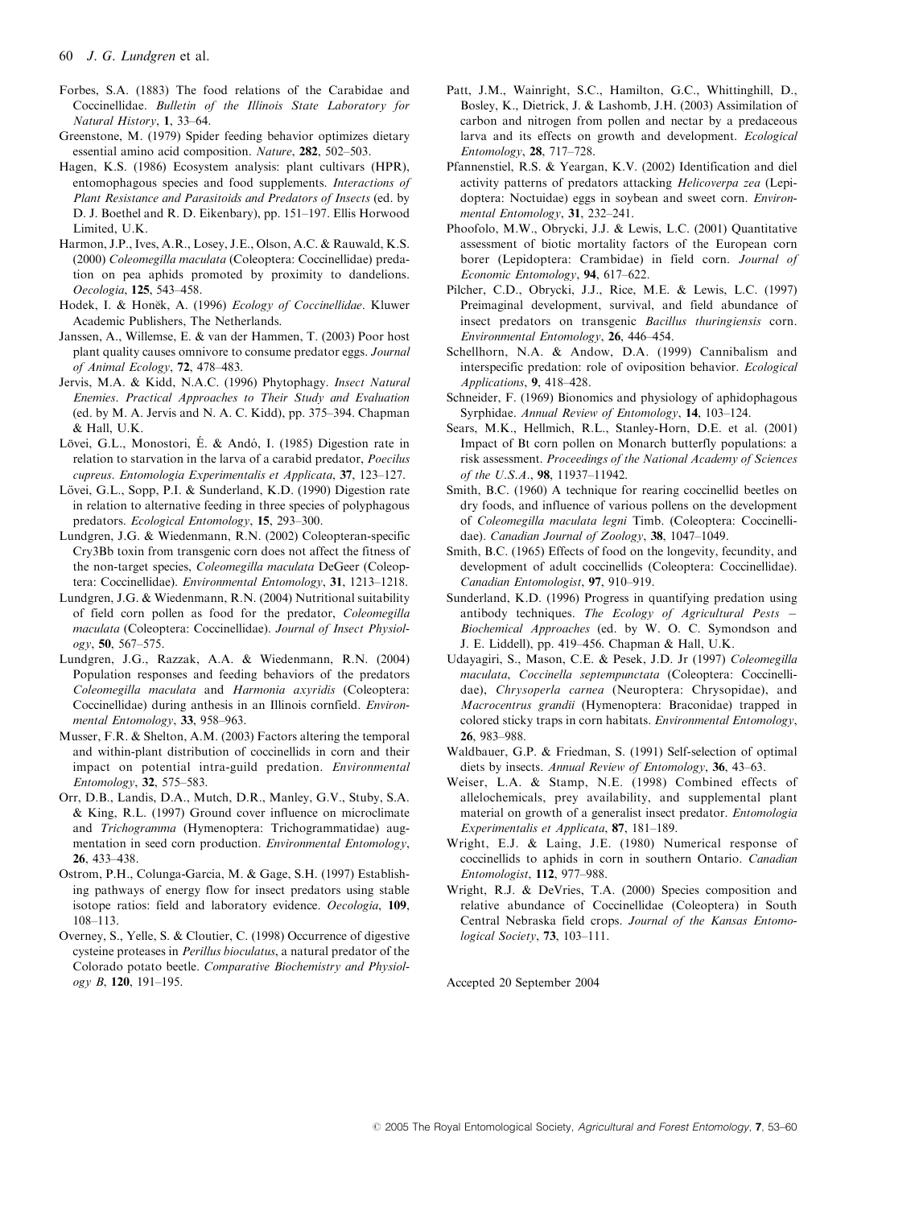Forbes, S.A. (1883) The food relations of the Carabidae and Coccinellidae. *Bulletin of the Illinois State Laboratory for Natural History*, **1**, 33–64.

Greenstone, M. (1979) Spider feeding behavior optimizes dietary essential amino acid composition. *Nature*, **282**, 502–503.

Hagen, K.S. (1986) Ecosystem analysis: plant cultivars (HPR), entomophagous species and food supplements. *Interactions of Plant Resistance and Parasitoids and Predators of Insects* (ed. by D. J. Boethel and R. D. Eikenbary), pp. 151–197. Ellis Horwood Limited, U.K.

Harmon, J.P., Ives, A.R., Losey, J.E., Olson, A.C. & Rauwald, K.S. (2000) *Coleomegilla maculata* (Coleoptera: Coccinellidae) predation on pea aphids promoted by proximity to dandelions. *Oecologia*, **125**, 543–458.

Hodek, I. & Honěk, A. (1996) *Ecology of Coccinellidae*. Kluwer Academic Publishers, The Netherlands.

Janssen, A., Willemse, E. & van der Hammen, T. (2003) Poor host plant quality causes omnivore to consume predator eggs. *Journal of Animal Ecology*, **72**, 478–483.

Jervis, M.A. & Kidd, N.A.C. (1996) Phytophagy. *Insect Natural Enemies. Practical Approaches to Their Study and Evaluation* (ed. by M. A. Jervis and N. A. C. Kidd), pp. 375–394. Chapman & Hall, U.K.

Lövei, G.L., Monostori, É. & Andó, I. (1985) Digestion rate in relation to starvation in the larva of a carabid predator, *Poecilus cupreus*. *Entomologia Experimentalis et Applicata*, **37**, 123–127.

Lövei, G.L., Sopp, P.I. & Sunderland, K.D. (1990) Digestion rate in relation to alternative feeding in three species of polyphagous predators. *Ecological Entomology*, **15**, 293–300.

Lundgren, J.G. & Wiedenmann, R.N. (2002) Coleopteran-specific Cry3Bb toxin from transgenic corn does not affect the fitness of the non-target species, *Coleomegilla maculata* DeGeer (Coleoptera: Coccinellidae). *Environmental Entomology*, **31**, 1213–1218.

Lundgren, J.G. & Wiedenmann, R.N. (2004) Nutritional suitability of field corn pollen as food for the predator, *Coleomegilla maculata* (Coleoptera: Coccinellidae). *Journal of Insect Physiology*, **50**, 567–575.

Lundgren, J.G., Razzak, A.A. & Wiedenmann, R.N. (2004) Population responses and feeding behaviors of the predators *Coleomegilla maculata* and *Harmonia axyridis* (Coleoptera: Coccinellidae) during anthesis in an Illinois cornfield. *Environmental Entomology*, **33**, 958–963.

Musser, F.R. & Shelton, A.M. (2003) Factors altering the temporal and within-plant distribution of coccinellids in corn and their impact on potential intra-guild predation. *Environmental Entomology*, **32**, 575–583.

Orr, D.B., Landis, D.A., Mutch, D.R., Manley, G.V., Stuby, S.A. & King, R.L. (1997) Ground cover influence on microclimate and *Trichogramma* (Hymenoptera: Trichogrammatidae) augmentation in seed corn production. *Environmental Entomology*, **26**, 433–438.

Ostrom, P.H., Colunga-Garcia, M. & Gage, S.H. (1997) Establishing pathways of energy flow for insect predators using stable isotope ratios: field and laboratory evidence. *Oecologia*, **109**, 108–113.

Overney, S., Yelle, S. & Cloutier, C. (1998) Occurrence of digestive cysteine proteases in *Perillus bioculatus*, a natural predator of the Colorado potato beetle. *Comparative Biochemistry and Physiology B*, **120**, 191–195.

Patt, J.M., Wainright, S.C., Hamilton, G.C., Whittinghill, D., Bosley, K., Dietrick, J. & Lashomb, J.H. (2003) Assimilation of carbon and nitrogen from pollen and nectar by a predaceous larva and its effects on growth and development. *Ecological Entomology*, **28**, 717–728.

Pfannenstiel, R.S. & Yeargan, K.V. (2002) Identification and diel activity patterns of predators attacking *Helicoverpa zea* (Lepidoptera: Noctuidae) eggs in soybean and sweet corn. *Environmental Entomology*, **31**, 232–241.

Phoofolo, M.W., Obrycki, J.J. & Lewis, L.C. (2001) Quantitative assessment of biotic mortality factors of the European corn borer (Lepidoptera: Crambidae) in field corn. *Journal of Economic Entomology*, **94**, 617–622.

Pilcher, C.D., Obrycki, J.J., Rice, M.E. & Lewis, L.C. (1997) Preimaginal development, survival, and field abundance of insect predators on transgenic *Bacillus thuringiensis* corn. *Environmental Entomology*, **26**, 446–454.

Schellhorn, N.A. & Andow, D.A. (1999) Cannibalism and interspecific predation: role of oviposition behavior. *Ecological Applications*, **9**, 418–428.

Schneider, F. (1969) Bionomics and physiology of aphidophagous Syrphidae. *Annual Review of Entomology*, **14**, 103–124.

Sears, M.K., Hellmich, R.L., Stanley-Horn, D.E. et al. (2001) Impact of Bt corn pollen on Monarch butterfly populations: a risk assessment. *Proceedings of the National Academy of Sciences of the U.S.A.*, **98**, 11937–11942.

Smith, B.C. (1960) A technique for rearing coccinellid beetles on dry foods, and influence of various pollens on the development of *Coleomegilla maculata legni* Timb. (Coleoptera: Coccinellidae). *Canadian Journal of Zoology*, **38**, 1047–1049.

Smith, B.C. (1965) Effects of food on the longevity, fecundity, and development of adult coccinellids (Coleoptera: Coccinellidae). *Canadian Entomologist*, **97**, 910–919.

Sunderland, K.D. (1996) Progress in quantifying predation using antibody techniques. *The Ecology of Agricultural Pests – Biochemical Approaches* (ed. by W. O. C. Symondson and J. E. Liddell), pp. 419–456. Chapman & Hall, U.K.

Udayagiri, S., Mason, C.E. & Pesek, J.D. Jr (1997) *Coleomegilla maculata*, *Coccinella septempunctata* (Coleoptera: Coccinellidae), *Chrysoperla carnea* (Neuroptera: Chrysopidae), and *Macrocentrus grandii* (Hymenoptera: Braconidae) trapped in colored sticky traps in corn habitats. *Environmental Entomology*, **26**, 983–988.

Waldbauer, G.P. & Friedman, S. (1991) Self-selection of optimal diets by insects. *Annual Review of Entomology*, **36**, 43–63.

Weiser, L.A. & Stamp, N.E. (1998) Combined effects of allelochemicals, prey availability, and supplemental plant material on growth of a generalist insect predator. *Entomologia Experimentalis et Applicata*, **87**, 181–189.

Wright, E.J. & Laing, J.E. (1980) Numerical response of coccinellids to aphids in corn in southern Ontario. *Canadian Entomologist*, **112**, 977–988.

Wright, R.J. & DeVries, T.A. (2000) Species composition and relative abundance of Coccinellidae (Coleoptera) in South Central Nebraska field crops. *Journal of the Kansas Entomological Society*, **73**, 103–111.

Accepted 20 September 2004